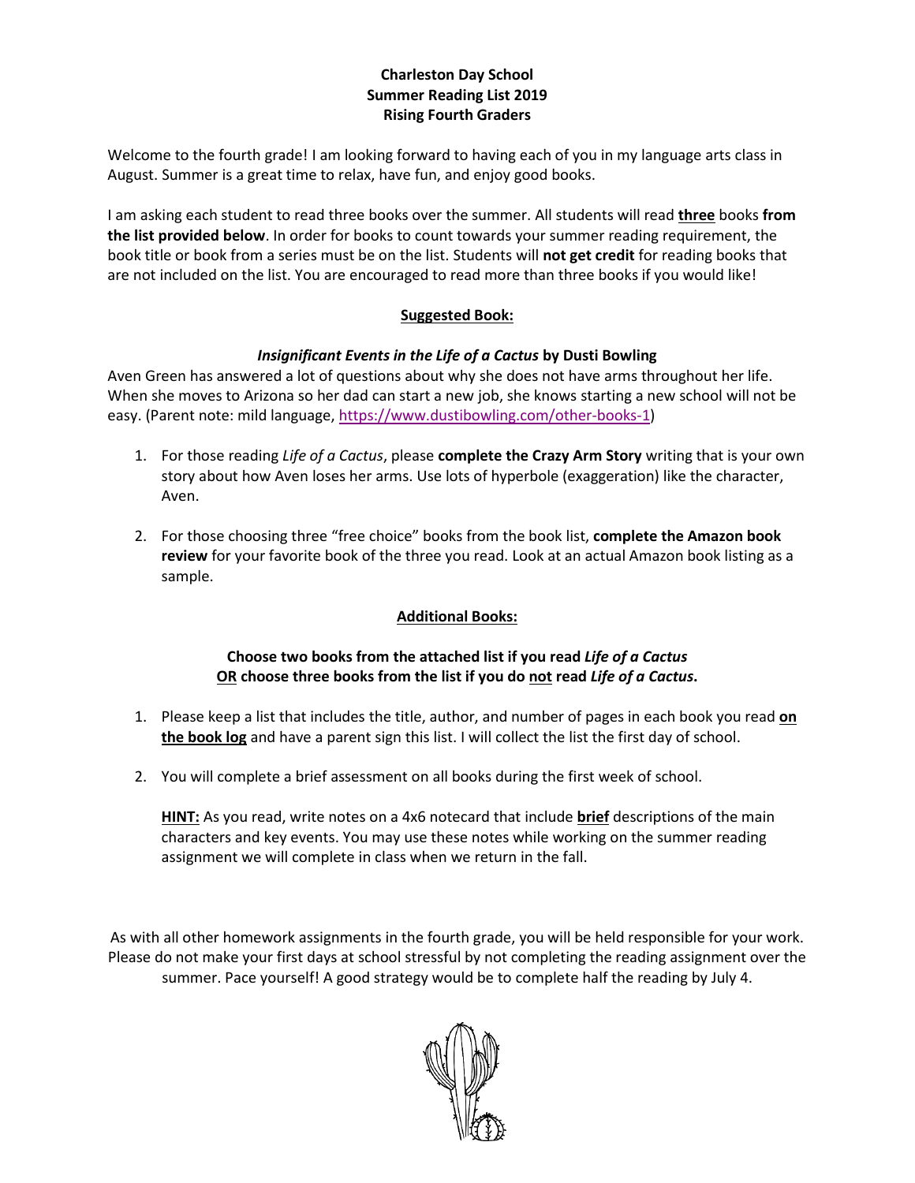**Charleston Day School**
**Summer Reading List 2019**
**Rising Fourth Graders**

Welcome to the fourth grade! I am looking forward to having each of you in my language arts class in August. Summer is a great time to relax, have fun, and enjoy good books.

I am asking each student to read three books over the summer. All students will read **three** books **from the list provided below**. In order for books to count towards your summer reading requirement, the book title or book from a series must be on the list. Students will **not get credit** for reading books that are not included on the list. You are encouraged to read more than three books if you would like!

## Suggested Book:

***Insignificant Events in the Life of a Cactus*** **by Dusti Bowling**

Aven Green has answered a lot of questions about why she does not have arms throughout her life. When she moves to Arizona so her dad can start a new job, she knows starting a new school will not be easy. (Parent note: mild language, https://www.dustibowling.com/other-books-1)

1. For those reading *Life of a Cactus*, please **complete the Crazy Arm Story** writing that is your own story about how Aven loses her arms. Use lots of hyperbole (exaggeration) like the character, Aven.

2. For those choosing three "free choice" books from the book list, **complete the Amazon book review** for your favorite book of the three you read. Look at an actual Amazon book listing as a sample.

## Additional Books:

**Choose two books from the attached list if you read *Life of a Cactus***
**OR choose three books from the list if you do not read *Life of a Cactus*.**

1. Please keep a list that includes the title, author, and number of pages in each book you read **on the book log** and have a parent sign this list. I will collect the list the first day of school.

2. You will complete a brief assessment on all books during the first week of school.

   **HINT:** As you read, write notes on a 4x6 notecard that include **brief** descriptions of the main characters and key events. You may use these notes while working on the summer reading assignment we will complete in class when we return in the fall.

As with all other homework assignments in the fourth grade, you will be held responsible for your work. Please do not make your first days at school stressful by not completing the reading assignment over the summer. Pace yourself! A good strategy would be to complete half the reading by July 4.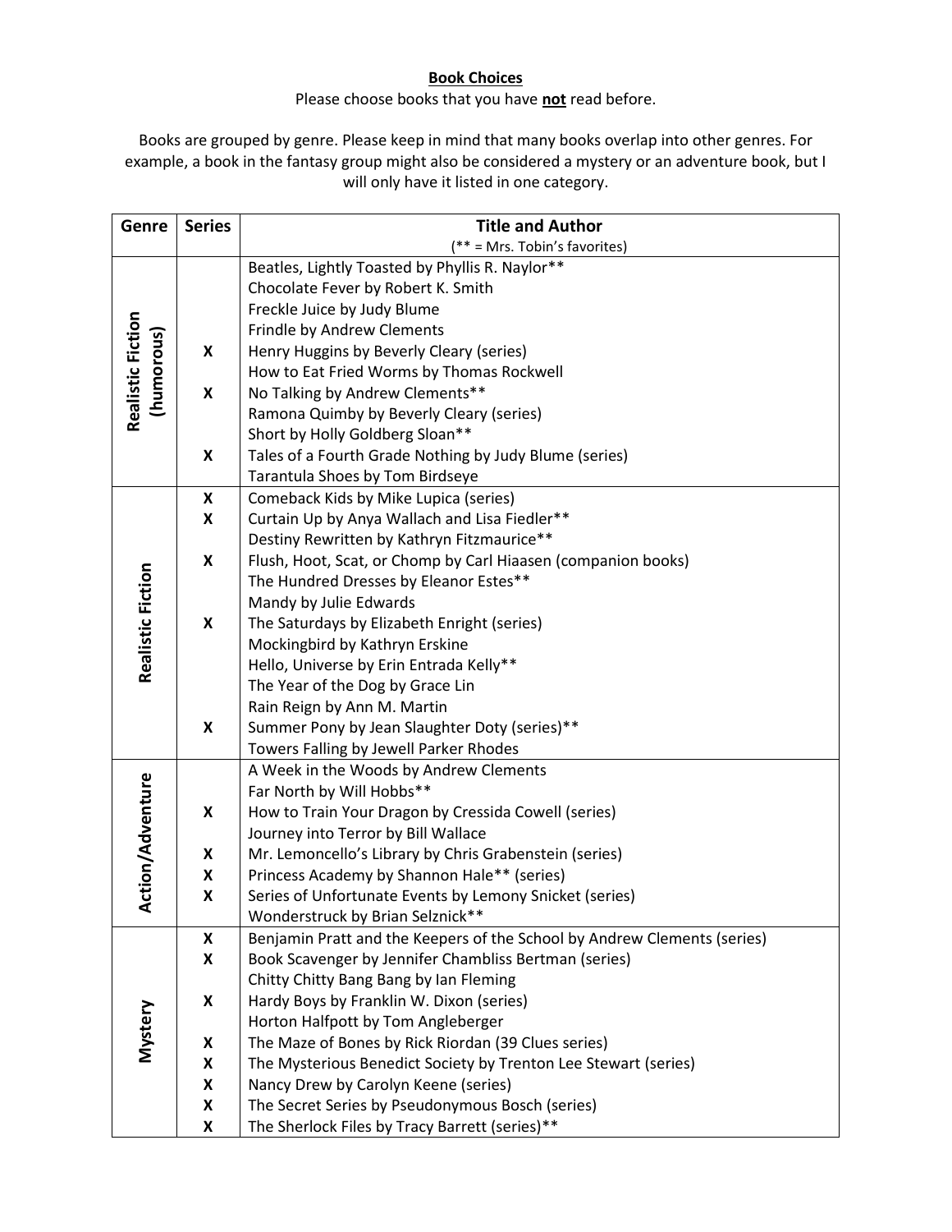**Book Choices**

Please choose books that you have **not** read before.

Books are grouped by genre. Please keep in mind that many books overlap into other genres. For example, a book in the fantasy group might also be considered a mystery or an adventure book, but I will only have it listed in one category.

| Genre | Series | Title and Author (** = Mrs. Tobin's favorites) |
|---|---|---|
| Realistic Fiction (humorous) | | Beatles, Lightly Toasted by Phyllis R. Naylor** |
| | | Chocolate Fever by Robert K. Smith |
| | | Freckle Juice by Judy Blume |
| | | Frindle by Andrew Clements |
| | X | Henry Huggins by Beverly Cleary (series) |
| | | How to Eat Fried Worms by Thomas Rockwell |
| | X | No Talking by Andrew Clements** |
| | | Ramona Quimby by Beverly Cleary (series) |
| | | Short by Holly Goldberg Sloan** |
| | X | Tales of a Fourth Grade Nothing by Judy Blume (series) |
| | | Tarantula Shoes by Tom Birdseye |
| Realistic Fiction | X | Comeback Kids by Mike Lupica (series) |
| | X | Curtain Up by Anya Wallach and Lisa Fiedler** |
| | | Destiny Rewritten by Kathryn Fitzmaurice** |
| | X | Flush, Hoot, Scat, or Chomp by Carl Hiaasen (companion books) |
| | | The Hundred Dresses by Eleanor Estes** |
| | | Mandy by Julie Edwards |
| | X | The Saturdays by Elizabeth Enright (series) |
| | | Mockingbird by Kathryn Erskine |
| | | Hello, Universe by Erin Entrada Kelly** |
| | | The Year of the Dog by Grace Lin |
| | | Rain Reign by Ann M. Martin |
| | X | Summer Pony by Jean Slaughter Doty (series)** |
| | | Towers Falling by Jewell Parker Rhodes |
| Action/Adventure | | A Week in the Woods by Andrew Clements |
| | | Far North by Will Hobbs** |
| | X | How to Train Your Dragon by Cressida Cowell (series) |
| | | Journey into Terror by Bill Wallace |
| | X | Mr. Lemoncello's Library by Chris Grabenstein (series) |
| | X | Princess Academy by Shannon Hale** (series) |
| | X | Series of Unfortunate Events by Lemony Snicket (series) |
| | | Wonderstruck by Brian Selznick** |
| Mystery | X | Benjamin Pratt and the Keepers of the School by Andrew Clements (series) |
| | X | Book Scavenger by Jennifer Chambliss Bertman (series) |
| | | Chitty Chitty Bang Bang by Ian Fleming |
| | X | Hardy Boys by Franklin W. Dixon (series) |
| | | Horton Halfpott by Tom Angleberger |
| | X | The Maze of Bones by Rick Riordan (39 Clues series) |
| | X | The Mysterious Benedict Society by Trenton Lee Stewart (series) |
| | X | Nancy Drew by Carolyn Keene (series) |
| | X | The Secret Series by Pseudonymous Bosch (series) |
| | X | The Sherlock Files by Tracy Barrett (series)** |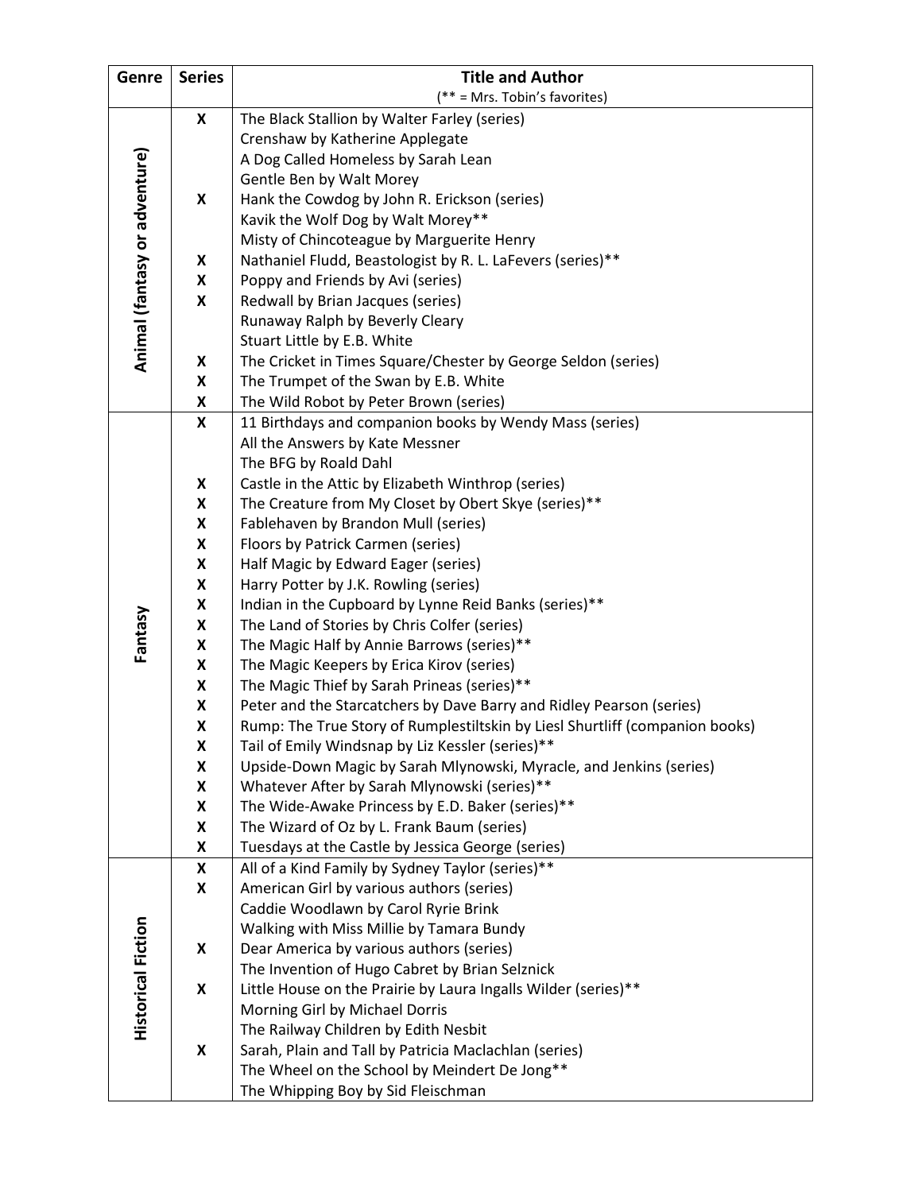| Genre | Series | Title and Author (** = Mrs. Tobin's favorites) |
|---|---|---|
| Animal (fantasy or adventure) | X | The Black Stallion by Walter Farley (series) |
| | | Crenshaw by Katherine Applegate |
| | | A Dog Called Homeless by Sarah Lean |
| | | Gentle Ben by Walt Morey |
| | X | Hank the Cowdog by John R. Erickson (series) |
| | | Kavik the Wolf Dog by Walt Morey** |
| | | Misty of Chincoteague by Marguerite Henry |
| | X | Nathaniel Fludd, Beastologist by R. L. LaFevers (series)** |
| | X | Poppy and Friends by Avi (series) |
| | X | Redwall by Brian Jacques (series) |
| | | Runaway Ralph by Beverly Cleary |
| | | Stuart Little by E.B. White |
| | X | The Cricket in Times Square/Chester by George Seldon (series) |
| | X | The Trumpet of the Swan by E.B. White |
| | X | The Wild Robot by Peter Brown (series) |
| Fantasy | X | 11 Birthdays and companion books by Wendy Mass (series) |
| | | All the Answers by Kate Messner |
| | | The BFG by Roald Dahl |
| | X | Castle in the Attic by Elizabeth Winthrop (series) |
| | X | The Creature from My Closet by Obert Skye (series)** |
| | X | Fablehaven by Brandon Mull (series) |
| | X | Floors by Patrick Carmen (series) |
| | X | Half Magic by Edward Eager (series) |
| | X | Harry Potter by J.K. Rowling (series) |
| | X | Indian in the Cupboard by Lynne Reid Banks (series)** |
| | X | The Land of Stories by Chris Colfer (series) |
| | X | The Magic Half by Annie Barrows (series)** |
| | X | The Magic Keepers by Erica Kirov (series) |
| | X | The Magic Thief by Sarah Prineas (series)** |
| | X | Peter and the Starcatchers by Dave Barry and Ridley Pearson (series) |
| | X | Rump: The True Story of Rumplestiltskin by Liesl Shurtliff (companion books) |
| | X | Tail of Emily Windsnap by Liz Kessler (series)** |
| | X | Upside-Down Magic by Sarah Mlynowski, Myracle, and Jenkins (series) |
| | X | Whatever After by Sarah Mlynowski (series)** |
| | X | The Wide-Awake Princess by E.D. Baker (series)** |
| | X | The Wizard of Oz by L. Frank Baum (series) |
| | X | Tuesdays at the Castle by Jessica George (series) |
| Historical Fiction | X | All of a Kind Family by Sydney Taylor (series)** |
| | X | American Girl by various authors (series) |
| | | Caddie Woodlawn by Carol Ryrie Brink |
| | | Walking with Miss Millie by Tamara Bundy |
| | X | Dear America by various authors (series) |
| | | The Invention of Hugo Cabret by Brian Selznick |
| | X | Little House on the Prairie by Laura Ingalls Wilder (series)** |
| | | Morning Girl by Michael Dorris |
| | | The Railway Children by Edith Nesbit |
| | X | Sarah, Plain and Tall by Patricia Maclachlan (series) |
| | | The Wheel on the School by Meindert De Jong** |
| | | The Whipping Boy by Sid Fleischman |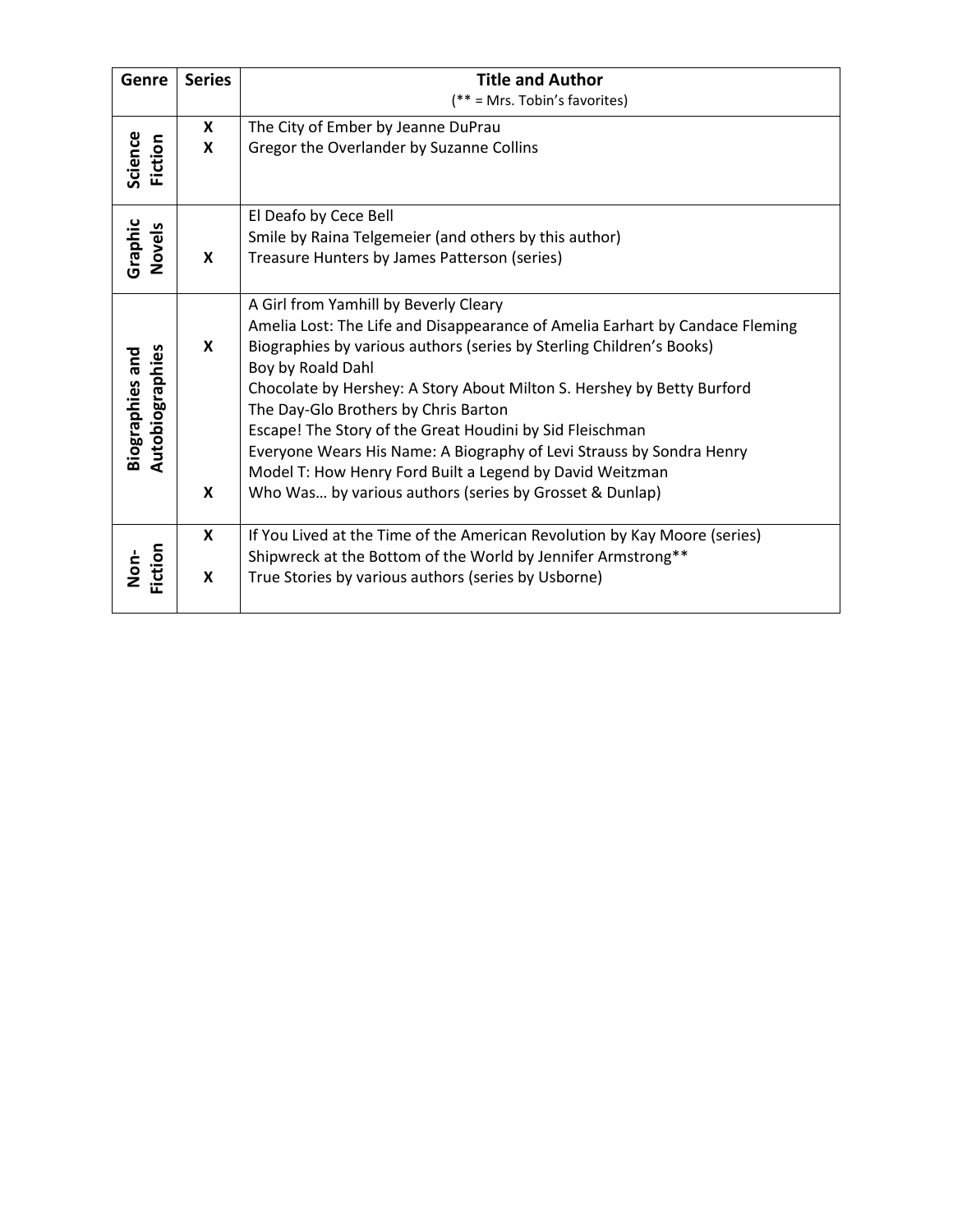| Genre | Series | Title and Author<br>(** = Mrs. Tobin's favorites) |
|---|---|---|
| Science Fiction | X | The City of Ember by Jeanne DuPrau |
| | X | Gregor the Overlander by Suzanne Collins |
| Graphic Novels | | El Deafo by Cece Bell |
| | | Smile by Raina Telgemeier (and others by this author) |
| | X | Treasure Hunters by James Patterson (series) |
| Biographies and Autobiographies | | A Girl from Yamhill by Beverly Cleary |
| | | Amelia Lost: The Life and Disappearance of Amelia Earhart by Candace Fleming |
| | X | Biographies by various authors (series by Sterling Children's Books) |
| | | Boy by Roald Dahl |
| | | Chocolate by Hershey: A Story About Milton S. Hershey by Betty Burford |
| | | The Day-Glo Brothers by Chris Barton |
| | | Escape! The Story of the Great Houdini by Sid Fleischman |
| | | Everyone Wears His Name: A Biography of Levi Strauss by Sondra Henry |
| | | Model T: How Henry Ford Built a Legend by David Weitzman |
| | X | Who Was… by various authors (series by Grosset & Dunlap) |
| Non-Fiction | X | If You Lived at the Time of the American Revolution by Kay Moore (series) |
| | | Shipwreck at the Bottom of the World by Jennifer Armstrong** |
| | X | True Stories by various authors (series by Usborne) |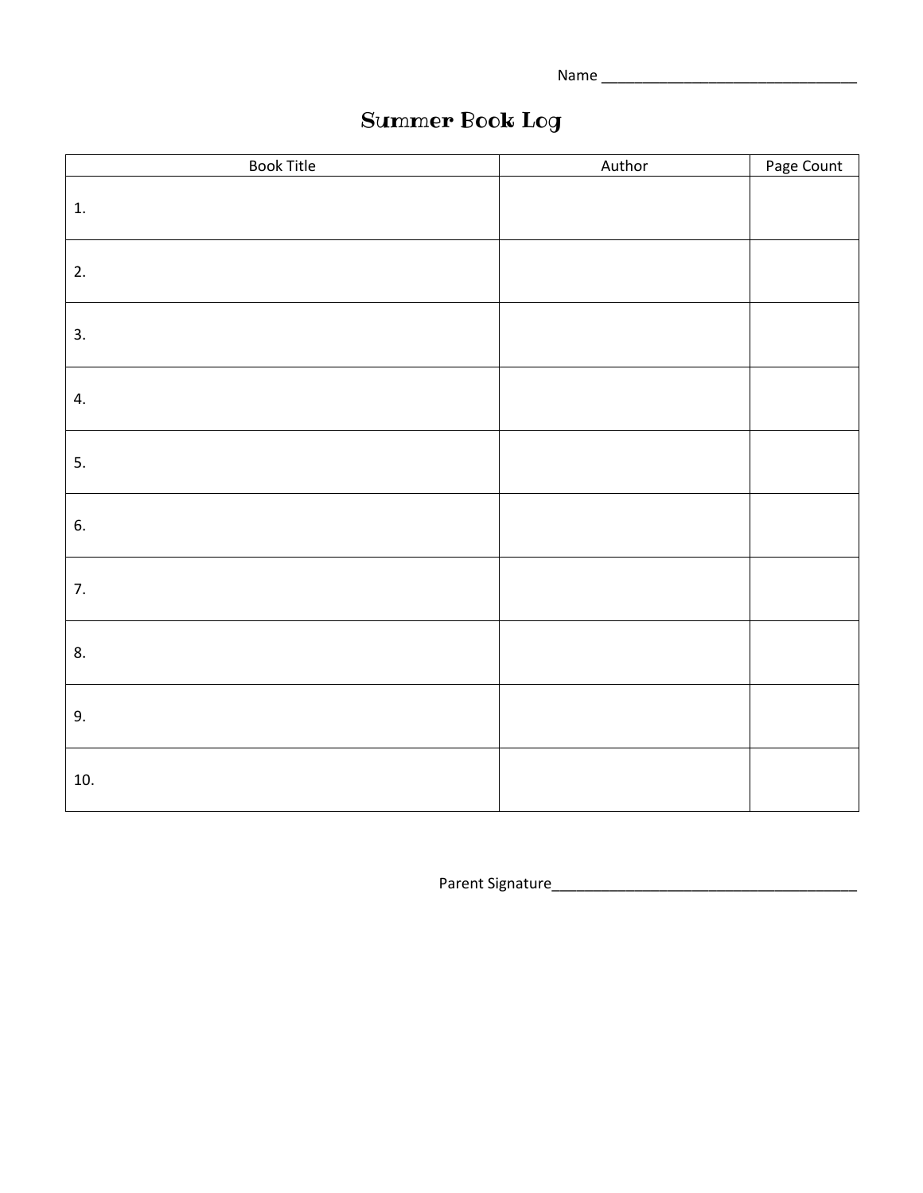Name ________________________________

# Summer Book Log

| Book Title | Author | Page Count |
| --- | --- | --- |
| 1. | | |
| 2. | | |
| 3. | | |
| 4. | | |
| 5. | | |
| 6. | | |
| 7. | | |
| 8. | | |
| 9. | | |
| 10. | | |

Parent Signature______________________________________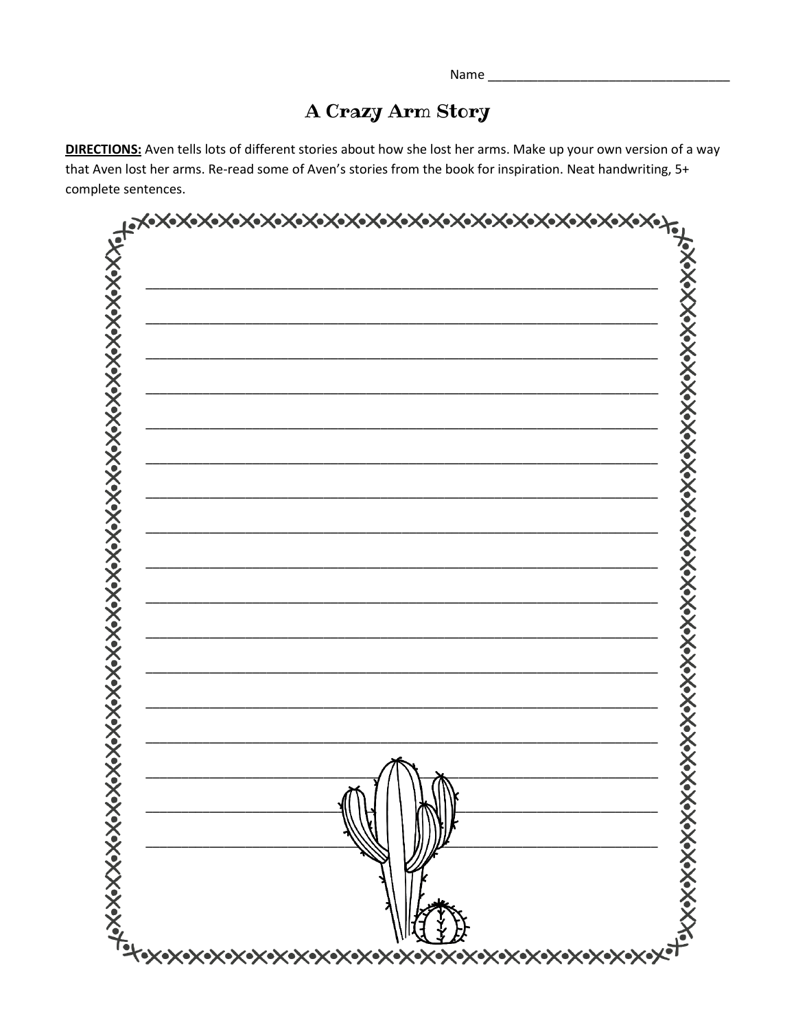Name ___________________________________

# A Crazy Arm Story

**DIRECTIONS:** Aven tells lots of different stories about how she lost her arms. Make up your own version of a way that Aven lost her arms. Re-read some of Aven's stories from the book for inspiration. Neat handwriting, 5+ complete sentences.

_______________________________________________________________________

_______________________________________________________________________

_______________________________________________________________________

_______________________________________________________________________

_______________________________________________________________________

_______________________________________________________________________

_______________________________________________________________________

_______________________________________________________________________

_______________________________________________________________________

_______________________________________________________________________

_______________________________________________________________________

_______________________________________________________________________

_______________________________________________________________________

_______________________________________________________________________

_______________________________________________________________________

_______________________________________________________________________

_______________________________________________________________________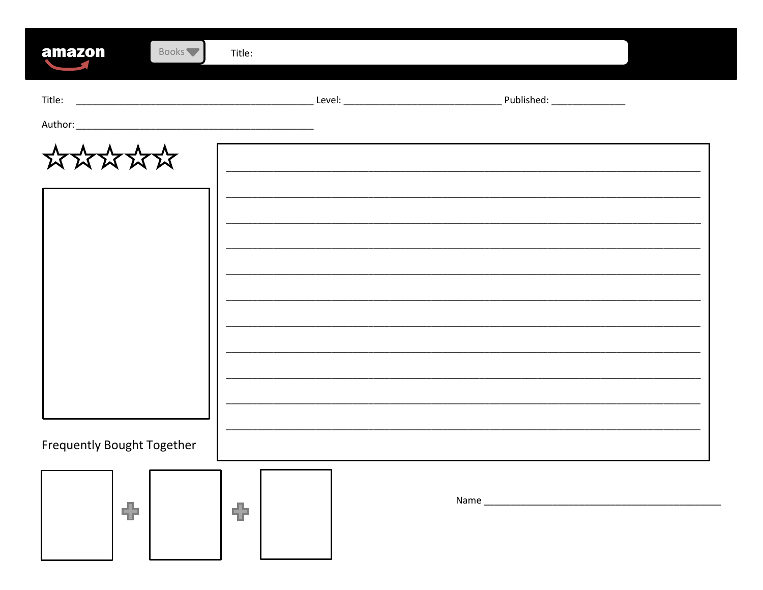amazon

Books

Title:

Title: _______________________________________________ Level: _______________________________ Published: _______________

Author: _______________________________________________

☆☆☆☆☆

_____________________________________________________________________________________________

_____________________________________________________________________________________________

_____________________________________________________________________________________________

_____________________________________________________________________________________________

_____________________________________________________________________________________________

_____________________________________________________________________________________________

_____________________________________________________________________________________________

_____________________________________________________________________________________________

_____________________________________________________________________________________________

_____________________________________________________________________________________________

_____________________________________________________________________________________________

Frequently Bought Together

Name _______________________________________________